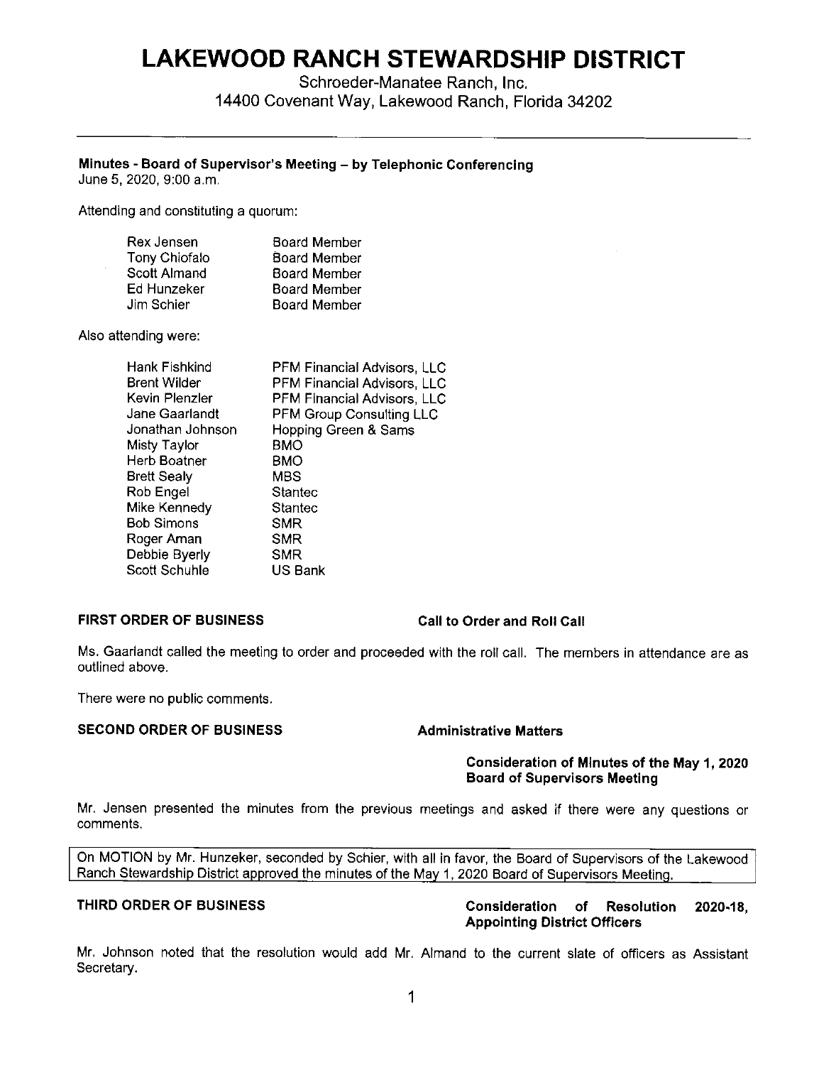# LAKEWOOD RANCH STEWARDSHIP DISTRICT

Schroeder-Manatee Ranch, Inc.
14400 Covenant Way, Lakewood Ranch, Florida 34202

---

**Minutes - Board of Supervisor's Meeting – by Telephonic Conferencing**
June 5, 2020, 9:00 a.m.

Attending and constituting a quorum:

| | |
|---|---|
| Rex Jensen | Board Member |
| Tony Chiofalo | Board Member |
| Scott Almand | Board Member |
| Ed Hunzeker | Board Member |
| Jim Schier | Board Member |

Also attending were:

| | |
|---|---|
| Hank Fishkind | PFM Financial Advisors, LLC |
| Brent Wilder | PFM Financial Advisors, LLC |
| Kevin Plenzler | PFM Financial Advisors, LLC |
| Jane Gaarlandt | PFM Group Consulting LLC |
| Jonathan Johnson | Hopping Green & Sams |
| Misty Taylor | BMO |
| Herb Boatner | BMO |
| Brett Sealy | MBS |
| Rob Engel | Stantec |
| Mike Kennedy | Stantec |
| Bob Simons | SMR |
| Roger Aman | SMR |
| Debbie Byerly | SMR |
| Scott Schuhle | US Bank |

**FIRST ORDER OF BUSINESS** **Call to Order and Roll Call**

Ms. Gaarlandt called the meeting to order and proceeded with the roll call. The members in attendance are as outlined above.

There were no public comments.

**SECOND ORDER OF BUSINESS** **Administrative Matters**

**Consideration of Minutes of the May 1, 2020 Board of Supervisors Meeting**

Mr. Jensen presented the minutes from the previous meetings and asked if there were any questions or comments.

> On MOTION by Mr. Hunzeker, seconded by Schier, with all in favor, the Board of Supervisors of the Lakewood Ranch Stewardship District approved the minutes of the May 1, 2020 Board of Supervisors Meeting.

**THIRD ORDER OF BUSINESS** **Consideration of Resolution 2020-18, Appointing District Officers**

Mr. Johnson noted that the resolution would add Mr. Almand to the current slate of officers as Assistant Secretary.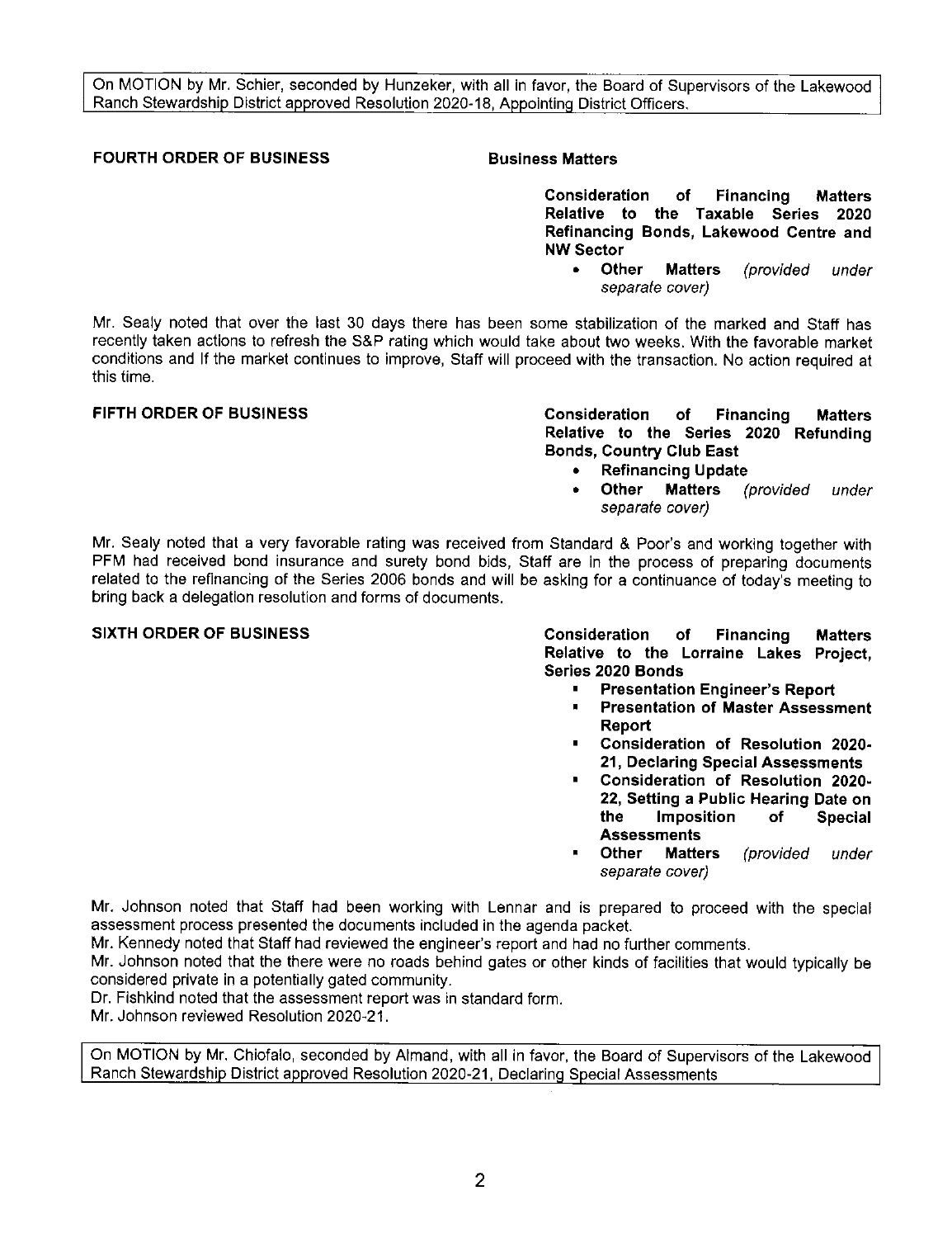> On MOTION by Mr. Schier, seconded by Hunzeker, with all in favor, the Board of Supervisors of the Lakewood Ranch Stewardship District approved Resolution 2020-18, Appointing District Officers.

**FOURTH ORDER OF BUSINESS** **Business Matters**

**Consideration of Financing Matters Relative to the Taxable Series 2020 Refinancing Bonds, Lakewood Centre and NW Sector**

- **Other Matters** *(provided under separate cover)*

Mr. Sealy noted that over the last 30 days there has been some stabilization of the marked and Staff has recently taken actions to refresh the S&P rating which would take about two weeks. With the favorable market conditions and if the market continues to improve, Staff will proceed with the transaction. No action required at this time.

**FIFTH ORDER OF BUSINESS** **Consideration of Financing Matters Relative to the Series 2020 Refunding Bonds, Country Club East**

- **Refinancing Update**
- **Other Matters** *(provided under separate cover)*

Mr. Sealy noted that a very favorable rating was received from Standard & Poor's and working together with PFM had received bond insurance and surety bond bids, Staff are in the process of preparing documents related to the refinancing of the Series 2006 bonds and will be asking for a continuance of today's meeting to bring back a delegation resolution and forms of documents.

**SIXTH ORDER OF BUSINESS** **Consideration of Financing Matters Relative to the Lorraine Lakes Project, Series 2020 Bonds**

- **Presentation Engineer's Report**
- **Presentation of Master Assessment Report**
- **Consideration of Resolution 2020-21, Declaring Special Assessments**
- **Consideration of Resolution 2020-22, Setting a Public Hearing Date on the Imposition of Special Assessments**
- **Other Matters** *(provided under separate cover)*

Mr. Johnson noted that Staff had been working with Lennar and is prepared to proceed with the special assessment process presented the documents included in the agenda packet.

Mr. Kennedy noted that Staff had reviewed the engineer's report and had no further comments.

Mr. Johnson noted that the there were no roads behind gates or other kinds of facilities that would typically be considered private in a potentially gated community.

Dr. Fishkind noted that the assessment report was in standard form.

Mr. Johnson reviewed Resolution 2020-21.

> On MOTION by Mr. Chiofalo, seconded by Almand, with all in favor, the Board of Supervisors of the Lakewood Ranch Stewardship District approved Resolution 2020-21, Declaring Special Assessments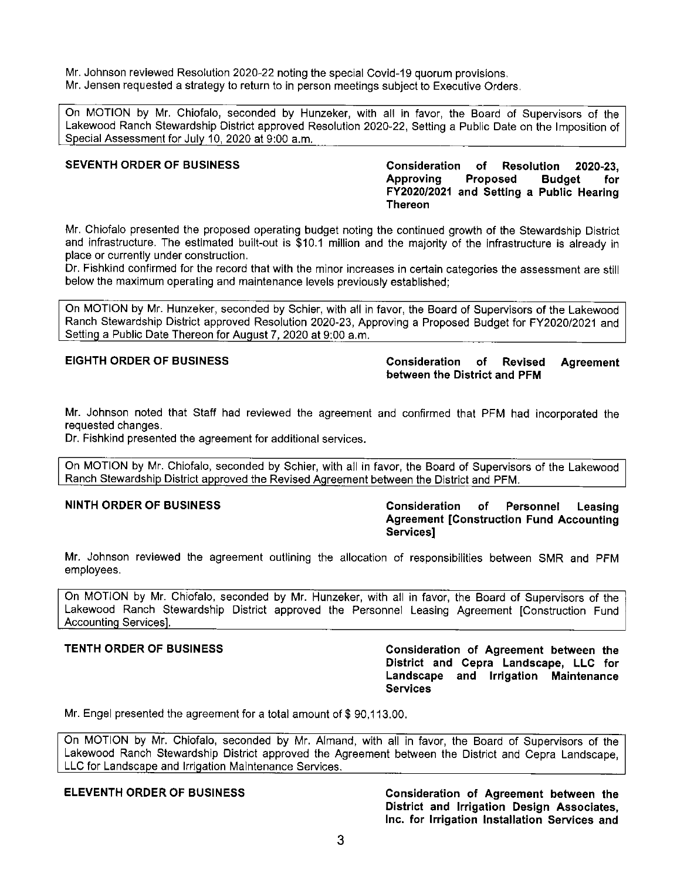Mr. Johnson reviewed Resolution 2020-22 noting the special Covid-19 quorum provisions.
Mr. Jensen requested a strategy to return to in person meetings subject to Executive Orders.

> On MOTION by Mr. Chiofalo, seconded by Hunzeker, with all in favor, the Board of Supervisors of the Lakewood Ranch Stewardship District approved Resolution 2020-22, Setting a Public Date on the Imposition of Special Assessment for July 10, 2020 at 9:00 a.m.

**SEVENTH ORDER OF BUSINESS** — **Consideration of Resolution 2020-23, Approving Proposed Budget for FY2020/2021 and Setting a Public Hearing Thereon**

Mr. Chiofalo presented the proposed operating budget noting the continued growth of the Stewardship District and infrastructure. The estimated built-out is $10.1 million and the majority of the infrastructure is already in place or currently under construction.
Dr. Fishkind confirmed for the record that with the minor increases in certain categories the assessment are still below the maximum operating and maintenance levels previously established;

> On MOTION by Mr. Hunzeker, seconded by Schier, with all in favor, the Board of Supervisors of the Lakewood Ranch Stewardship District approved Resolution 2020-23, Approving a Proposed Budget for FY2020/2021 and Setting a Public Date Thereon for August 7, 2020 at 9:00 a.m.

**EIGHTH ORDER OF BUSINESS** — **Consideration of Revised Agreement between the District and PFM**

Mr. Johnson noted that Staff had reviewed the agreement and confirmed that PFM had incorporated the requested changes.
Dr. Fishkind presented the agreement for additional services.

> On MOTION by Mr. Chiofalo, seconded by Schier, with all in favor, the Board of Supervisors of the Lakewood Ranch Stewardship District approved the Revised Agreement between the District and PFM.

**NINTH ORDER OF BUSINESS** — **Consideration of Personnel Leasing Agreement [Construction Fund Accounting Services]**

Mr. Johnson reviewed the agreement outlining the allocation of responsibilities between SMR and PFM employees.

> On MOTION by Mr. Chiofalo, seconded by Mr. Hunzeker, with all in favor, the Board of Supervisors of the Lakewood Ranch Stewardship District approved the Personnel Leasing Agreement [Construction Fund Accounting Services].

**TENTH ORDER OF BUSINESS** — **Consideration of Agreement between the District and Cepra Landscape, LLC for Landscape and Irrigation Maintenance Services**

Mr. Engel presented the agreement for a total amount of $ 90,113.00.

> On MOTION by Mr. Chiofalo, seconded by Mr. Almand, with all in favor, the Board of Supervisors of the Lakewood Ranch Stewardship District approved the Agreement between the District and Cepra Landscape, LLC for Landscape and Irrigation Maintenance Services.

**ELEVENTH ORDER OF BUSINESS** — **Consideration of Agreement between the District and Irrigation Design Associates, Inc. for Irrigation Installation Services and**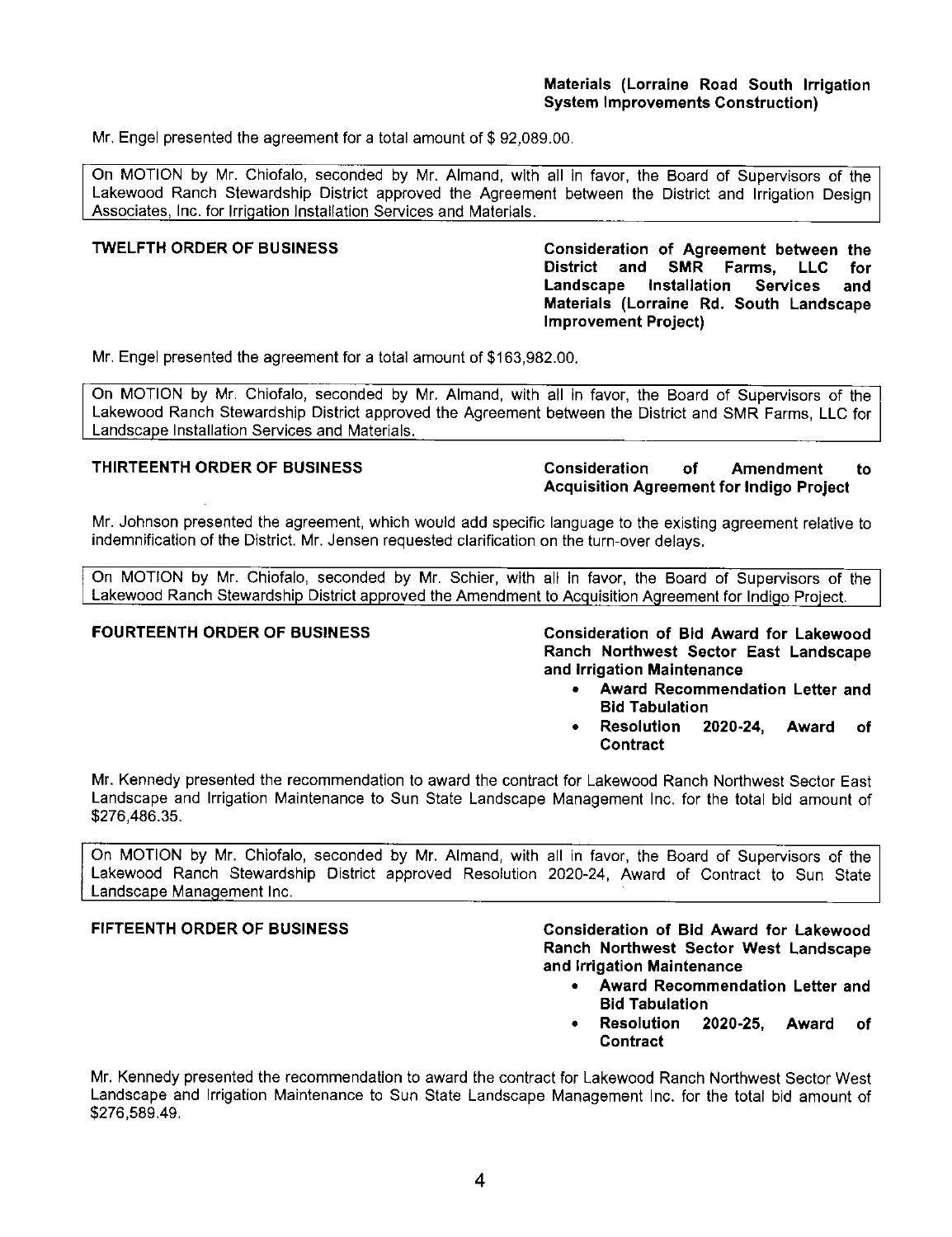**Materials (Lorraine Road South Irrigation System Improvements Construction)**

Mr. Engel presented the agreement for a total amount of $ 92,089.00.

> On MOTION by Mr. Chiofalo, seconded by Mr. Almand, with all in favor, the Board of Supervisors of the Lakewood Ranch Stewardship District approved the Agreement between the District and Irrigation Design Associates, Inc. for Irrigation Installation Services and Materials.

**TWELFTH ORDER OF BUSINESS** — **Consideration of Agreement between the District and SMR Farms, LLC for Landscape Installation Services and Materials (Lorraine Rd. South Landscape Improvement Project)**

Mr. Engel presented the agreement for a total amount of $163,982.00.

> On MOTION by Mr. Chiofalo, seconded by Mr. Almand, with all in favor, the Board of Supervisors of the Lakewood Ranch Stewardship District approved the Agreement between the District and SMR Farms, LLC for Landscape Installation Services and Materials.

**THIRTEENTH ORDER OF BUSINESS** — **Consideration of Amendment to Acquisition Agreement for Indigo Project**

Mr. Johnson presented the agreement, which would add specific language to the existing agreement relative to indemnification of the District. Mr. Jensen requested clarification on the turn-over delays.

> On MOTION by Mr. Chiofalo, seconded by Mr. Schier, with all in favor, the Board of Supervisors of the Lakewood Ranch Stewardship District approved the Amendment to Acquisition Agreement for Indigo Project.

**FOURTEENTH ORDER OF BUSINESS** — **Consideration of Bid Award for Lakewood Ranch Northwest Sector East Landscape and Irrigation Maintenance**

- **Award Recommendation Letter and Bid Tabulation**
- **Resolution 2020-24, Award of Contract**

Mr. Kennedy presented the recommendation to award the contract for Lakewood Ranch Northwest Sector East Landscape and Irrigation Maintenance to Sun State Landscape Management Inc. for the total bid amount of $276,486.35.

> On MOTION by Mr. Chiofalo, seconded by Mr. Almand, with all in favor, the Board of Supervisors of the Lakewood Ranch Stewardship District approved Resolution 2020-24, Award of Contract to Sun State Landscape Management Inc.

**FIFTEENTH ORDER OF BUSINESS** — **Consideration of Bid Award for Lakewood Ranch Northwest Sector West Landscape and Irrigation Maintenance**

- **Award Recommendation Letter and Bid Tabulation**
- **Resolution 2020-25, Award of Contract**

Mr. Kennedy presented the recommendation to award the contract for Lakewood Ranch Northwest Sector West Landscape and Irrigation Maintenance to Sun State Landscape Management Inc. for the total bid amount of $276,589.49.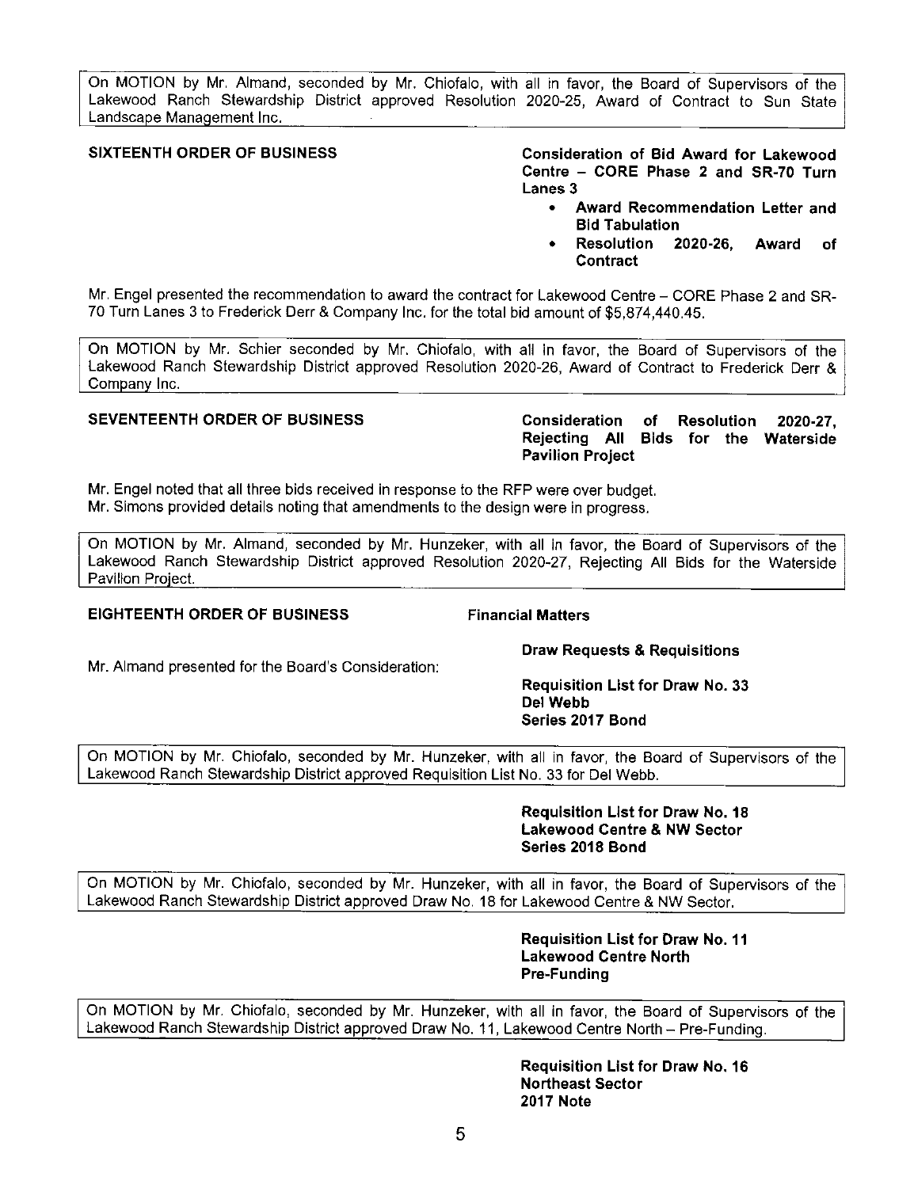On MOTION by Mr. Almand, seconded by Mr. Chiofalo, with all in favor, the Board of Supervisors of the Lakewood Ranch Stewardship District approved Resolution 2020-25, Award of Contract to Sun State Landscape Management Inc.

**SIXTEENTH ORDER OF BUSINESS** — **Consideration of Bid Award for Lakewood Centre – CORE Phase 2 and SR-70 Turn Lanes 3**

- **Award Recommendation Letter and Bid Tabulation**
- **Resolution 2020-26, Award of Contract**

Mr. Engel presented the recommendation to award the contract for Lakewood Centre – CORE Phase 2 and SR-70 Turn Lanes 3 to Frederick Derr & Company Inc. for the total bid amount of $5,874,440.45.

On MOTION by Mr. Schier seconded by Mr. Chiofalo, with all in favor, the Board of Supervisors of the Lakewood Ranch Stewardship District approved Resolution 2020-26, Award of Contract to Frederick Derr & Company Inc.

**SEVENTEENTH ORDER OF BUSINESS** — **Consideration of Resolution 2020-27, Rejecting All Bids for the Waterside Pavilion Project**

Mr. Engel noted that all three bids received in response to the RFP were over budget.
Mr. Simons provided details noting that amendments to the design were in progress.

On MOTION by Mr. Almand, seconded by Mr. Hunzeker, with all in favor, the Board of Supervisors of the Lakewood Ranch Stewardship District approved Resolution 2020-27, Rejecting All Bids for the Waterside Pavilion Project.

**EIGHTEENTH ORDER OF BUSINESS** — **Financial Matters**

**Draw Requests & Requisitions**

Mr. Almand presented for the Board's Consideration:

**Requisition List for Draw No. 33**
**Del Webb**
**Series 2017 Bond**

On MOTION by Mr. Chiofalo, seconded by Mr. Hunzeker, with all in favor, the Board of Supervisors of the Lakewood Ranch Stewardship District approved Requisition List No. 33 for Del Webb.

**Requisition List for Draw No. 18**
**Lakewood Centre & NW Sector**
**Series 2018 Bond**

On MOTION by Mr. Chiofalo, seconded by Mr. Hunzeker, with all in favor, the Board of Supervisors of the Lakewood Ranch Stewardship District approved Draw No. 18 for Lakewood Centre & NW Sector.

**Requisition List for Draw No. 11**
**Lakewood Centre North**
**Pre-Funding**

On MOTION by Mr. Chiofalo, seconded by Mr. Hunzeker, with all in favor, the Board of Supervisors of the Lakewood Ranch Stewardship District approved Draw No. 11, Lakewood Centre North – Pre-Funding.

**Requisition List for Draw No. 16**
**Northeast Sector**
**2017 Note**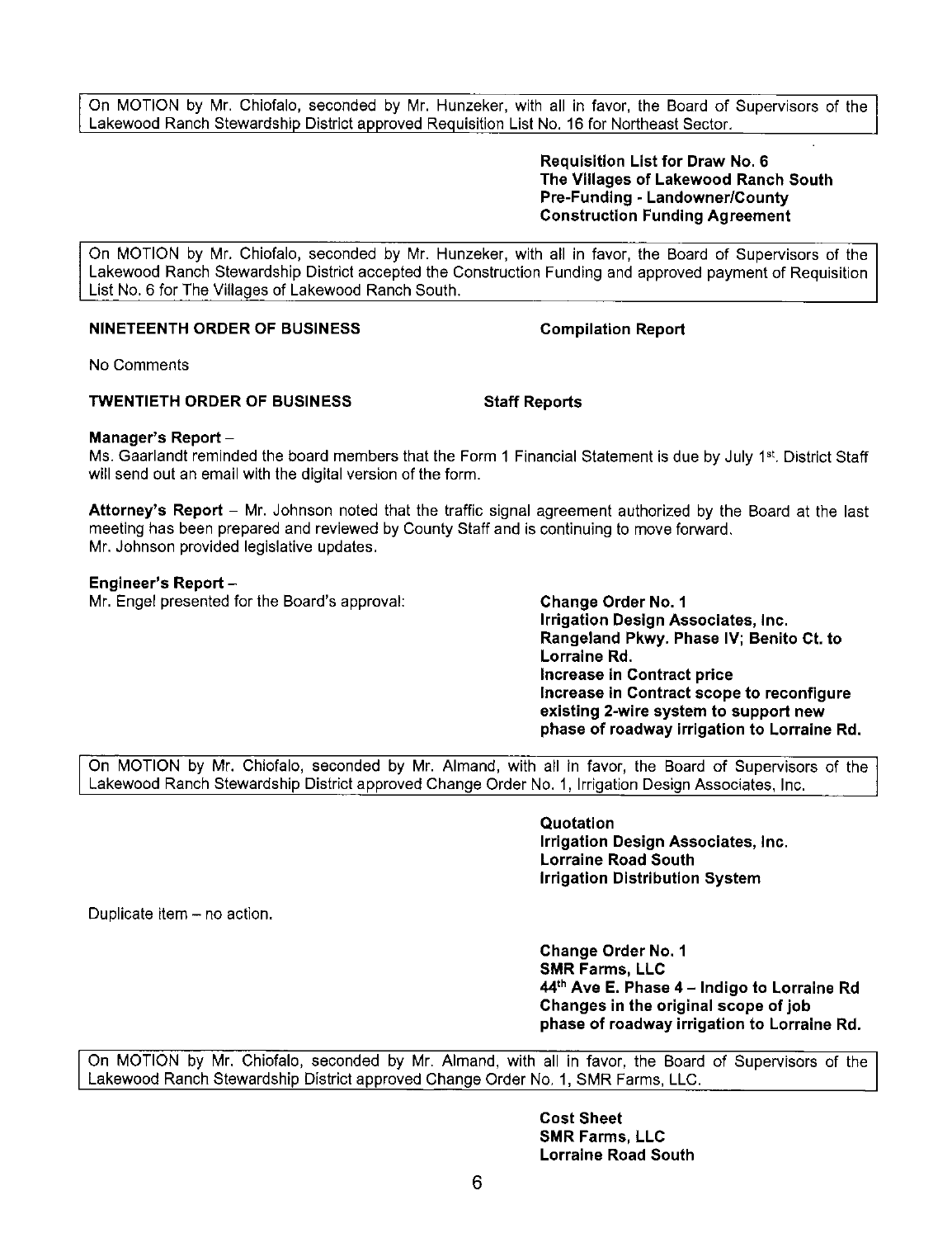On MOTION by Mr. Chiofalo, seconded by Mr. Hunzeker, with all in favor, the Board of Supervisors of the Lakewood Ranch Stewardship District approved Requisition List No. 16 for Northeast Sector.

**Requisition List for Draw No. 6**
**The Villages of Lakewood Ranch South**
**Pre-Funding - Landowner/County**
**Construction Funding Agreement**

On MOTION by Mr. Chiofalo, seconded by Mr. Hunzeker, with all in favor, the Board of Supervisors of the Lakewood Ranch Stewardship District accepted the Construction Funding and approved payment of Requisition List No. 6 for The Villages of Lakewood Ranch South.

**NINETEENTH ORDER OF BUSINESS** **Compilation Report**

No Comments

**TWENTIETH ORDER OF BUSINESS** **Staff Reports**

**Manager's Report** –
Ms. Gaarlandt reminded the board members that the Form 1 Financial Statement is due by July 1st. District Staff will send out an email with the digital version of the form.

**Attorney's Report** – Mr. Johnson noted that the traffic signal agreement authorized by the Board at the last meeting has been prepared and reviewed by County Staff and is continuing to move forward.
Mr. Johnson provided legislative updates.

**Engineer's Report** –
Mr. Engel presented for the Board's approval:

**Change Order No. 1**
**Irrigation Design Associates, Inc.**
**Rangeland Pkwy. Phase IV; Benito Ct. to Lorraine Rd.**
**Increase in Contract price**
**Increase in Contract scope to reconfigure existing 2-wire system to support new phase of roadway irrigation to Lorraine Rd.**

On MOTION by Mr. Chiofalo, seconded by Mr. Almand, with all in favor, the Board of Supervisors of the Lakewood Ranch Stewardship District approved Change Order No. 1, Irrigation Design Associates, Inc.

**Quotation**
**Irrigation Design Associates, Inc.**
**Lorraine Road South**
**Irrigation Distribution System**

Duplicate item – no action.

**Change Order No. 1**
**SMR Farms, LLC**
**44th Ave E. Phase 4 – Indigo to Lorraine Rd**
**Changes in the original scope of job**
**phase of roadway irrigation to Lorraine Rd.**

On MOTION by Mr. Chiofalo, seconded by Mr. Almand, with all in favor, the Board of Supervisors of the Lakewood Ranch Stewardship District approved Change Order No. 1, SMR Farms, LLC.

**Cost Sheet**
**SMR Farms, LLC**
**Lorraine Road South**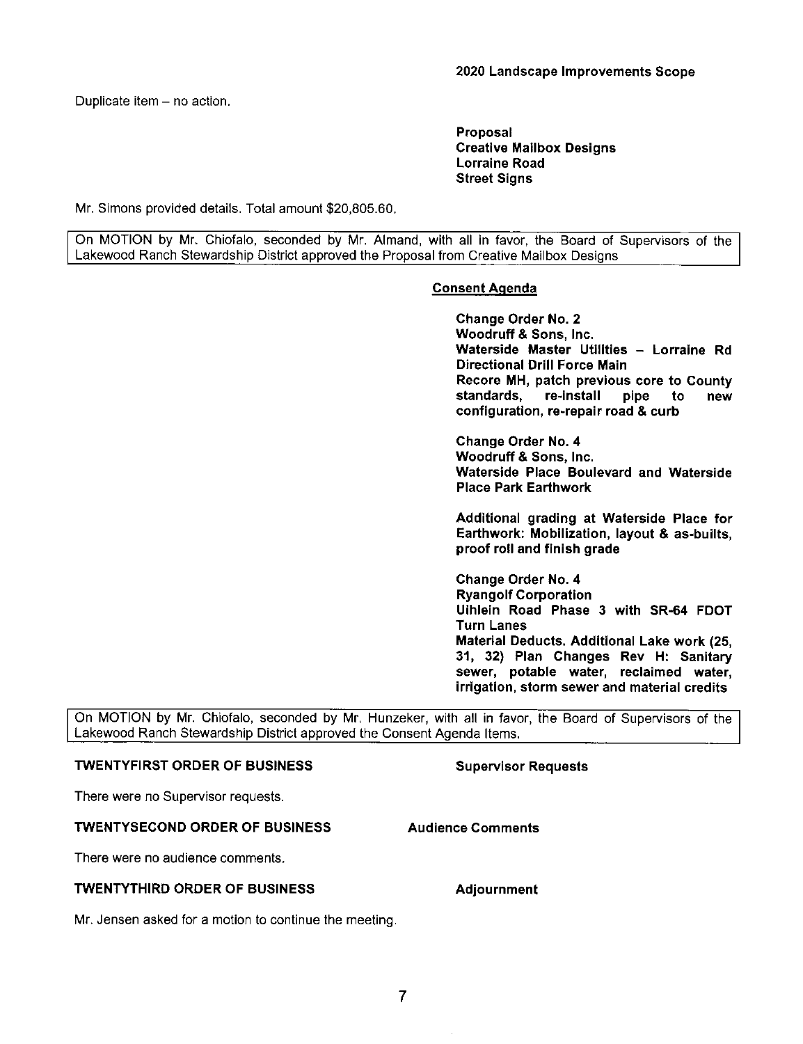**2020 Landscape Improvements Scope**

Duplicate item – no action.

**Proposal**
**Creative Mailbox Designs**
**Lorraine Road**
**Street Signs**

Mr. Simons provided details. Total amount $20,805.60.

On MOTION by Mr. Chiofalo, seconded by Mr. Almand, with all in favor, the Board of Supervisors of the Lakewood Ranch Stewardship District approved the Proposal from Creative Mailbox Designs

**Consent Agenda**

**Change Order No. 2**
**Woodruff & Sons, Inc.**
**Waterside Master Utilities – Lorraine Rd Directional Drill Force Main**
**Recore MH, patch previous core to County standards, re-install pipe to new configuration, re-repair road & curb**

**Change Order No. 4**
**Woodruff & Sons, Inc.**
**Waterside Place Boulevard and Waterside Place Park Earthwork**

**Additional grading at Waterside Place for Earthwork: Mobilization, layout & as-builts, proof roll and finish grade**

**Change Order No. 4**
**Ryangolf Corporation**
**Uihlein Road Phase 3 with SR-64 FDOT Turn Lanes**
**Material Deducts. Additional Lake work (25, 31, 32) Plan Changes Rev H: Sanitary sewer, potable water, reclaimed water, irrigation, storm sewer and material credits**

On MOTION by Mr. Chiofalo, seconded by Mr. Hunzeker, with all in favor, the Board of Supervisors of the Lakewood Ranch Stewardship District approved the Consent Agenda Items.

**TWENTYFIRST ORDER OF BUSINESS** — **Supervisor Requests**

There were no Supervisor requests.

**TWENTYSECOND ORDER OF BUSINESS** — **Audience Comments**

There were no audience comments.

**TWENTYTHIRD ORDER OF BUSINESS** — **Adjournment**

Mr. Jensen asked for a motion to continue the meeting.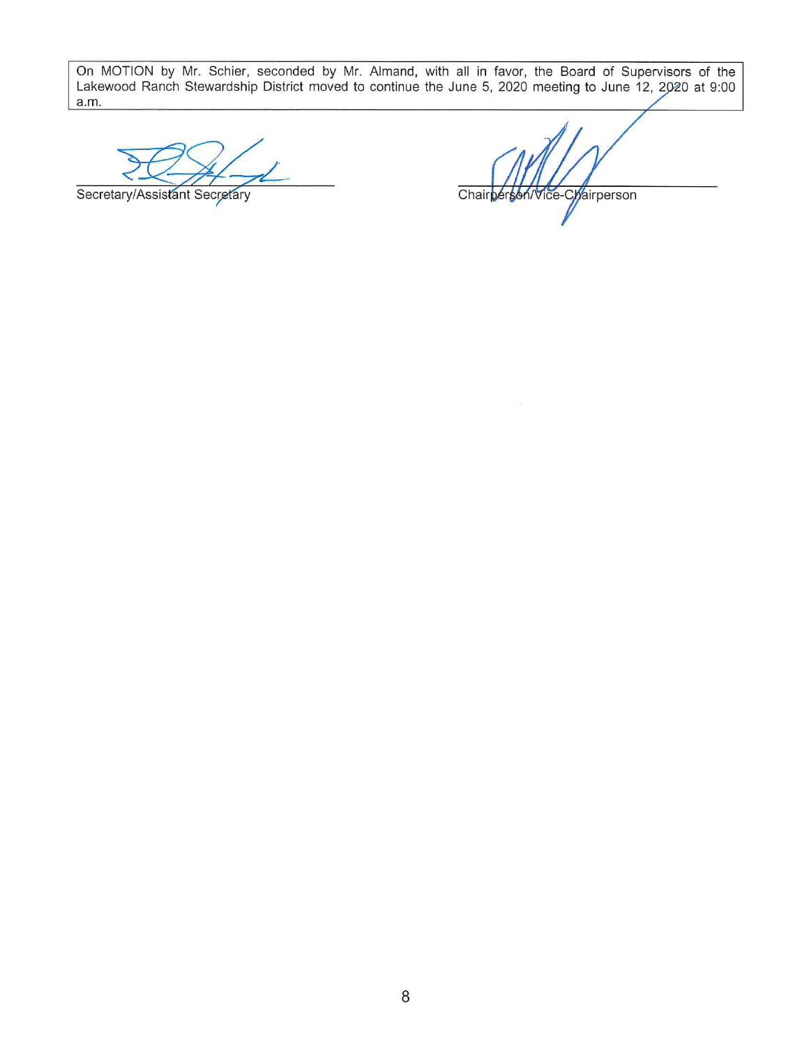On MOTION by Mr. Schier, seconded by Mr. Almand, with all in favor, the Board of Supervisors of the Lakewood Ranch Stewardship District moved to continue the June 5, 2020 meeting to June 12, 2020 at 9:00 a.m.

Secretary/Assistant Secretary

Chairperson/Vice-Chairperson